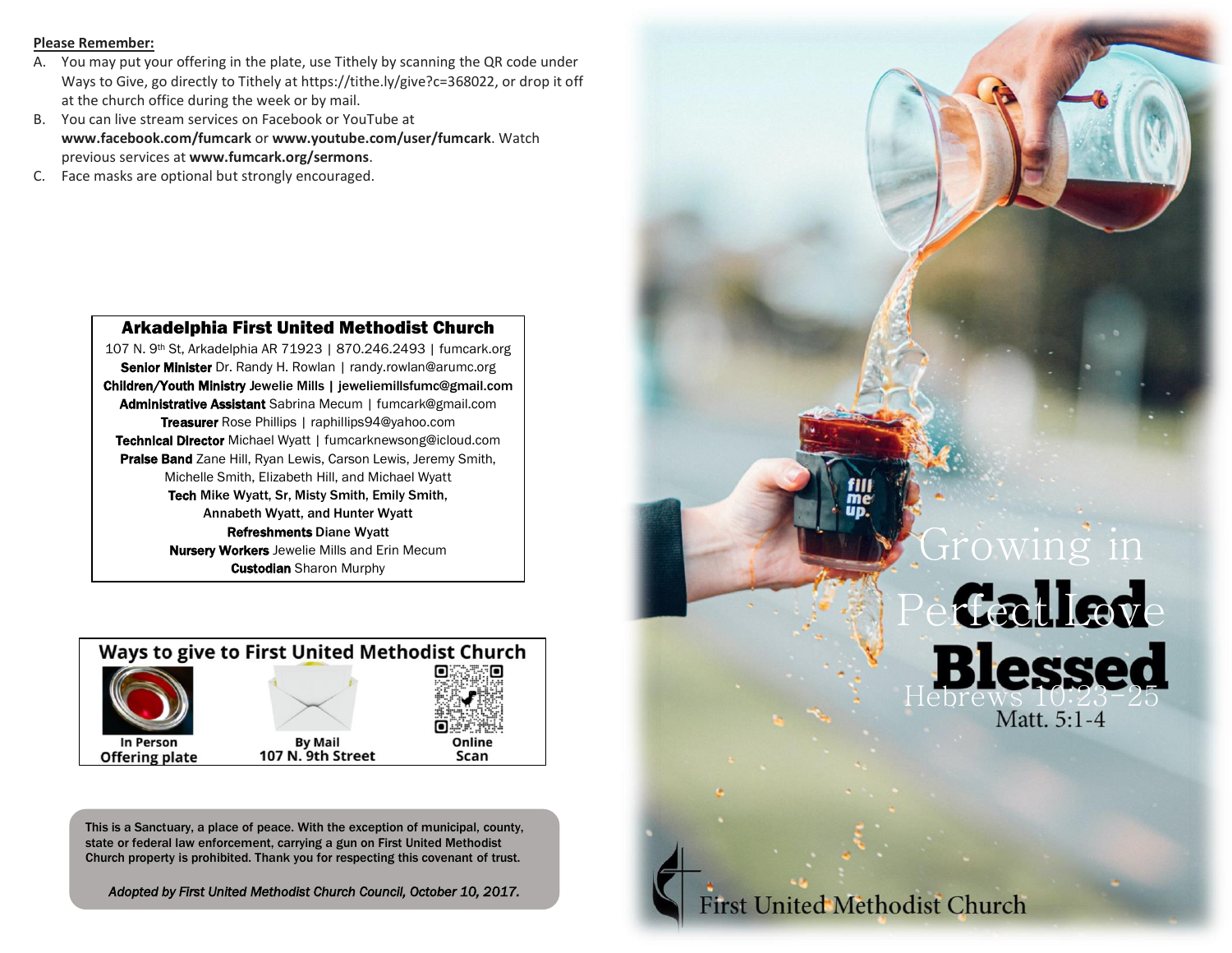**Please Remember:**

A. You may put your offering in the plate, use Tithely by scanning the QR code under Ways to Give, go directly to Tithely at https://tithe.ly/give?c=368022, or drop it off at the church office during the week or by mail.

B. You can live stream services on Facebook or YouTube at **www.facebook.com/fumcark** or **www.youtube.com/user/fumcark**. Watch previous services at **www.fumcark.org/sermons**.

C. Face masks are optional but strongly encouraged.

## Arkadelphia First United Methodist Church

107 N. 9th St, Arkadelphia AR 71923 | 870.246.2493 | fumcark.org

**Senior Minister** Dr. Randy H. Rowlan | randy.rowlan@arumc.org

**Children/Youth Ministry** Jewelie Mills | jeweliemillsfumc@gmail.com

**Administrative Assistant** Sabrina Mecum | fumcark@gmail.com

**Treasurer** Rose Phillips | raphillips94@yahoo.com

**Technical Director** Michael Wyatt | fumcarknewsong@icloud.com

**Praise Band** Zane Hill, Ryan Lewis, Carson Lewis, Jeremy Smith, Michelle Smith, Elizabeth Hill, and Michael Wyatt

**Tech** Mike Wyatt, Sr, Misty Smith, Emily Smith, Annabeth Wyatt, and Hunter Wyatt

**Refreshments** Diane Wyatt

**Nursery Workers** Jewelie Mills and Erin Mecum

**Custodian** Sharon Murphy

## Ways to give to First United Methodist Church

| In Person | By Mail | Online |
|---|---|---|
| Offering plate | 107 N. 9th Street | Scan |

This is a Sanctuary, a place of peace. With the exception of municipal, county, state or federal law enforcement, carrying a gun on First United Methodist Church property is prohibited. Thank you for respecting this covenant of trust.

*Adopted by First United Methodist Church Council, October 10, 2017.*

# Growing in Perfect Love

Hebrews 10:23-25

# Called Blessed

Matt. 5:1-4

First United Methodist Church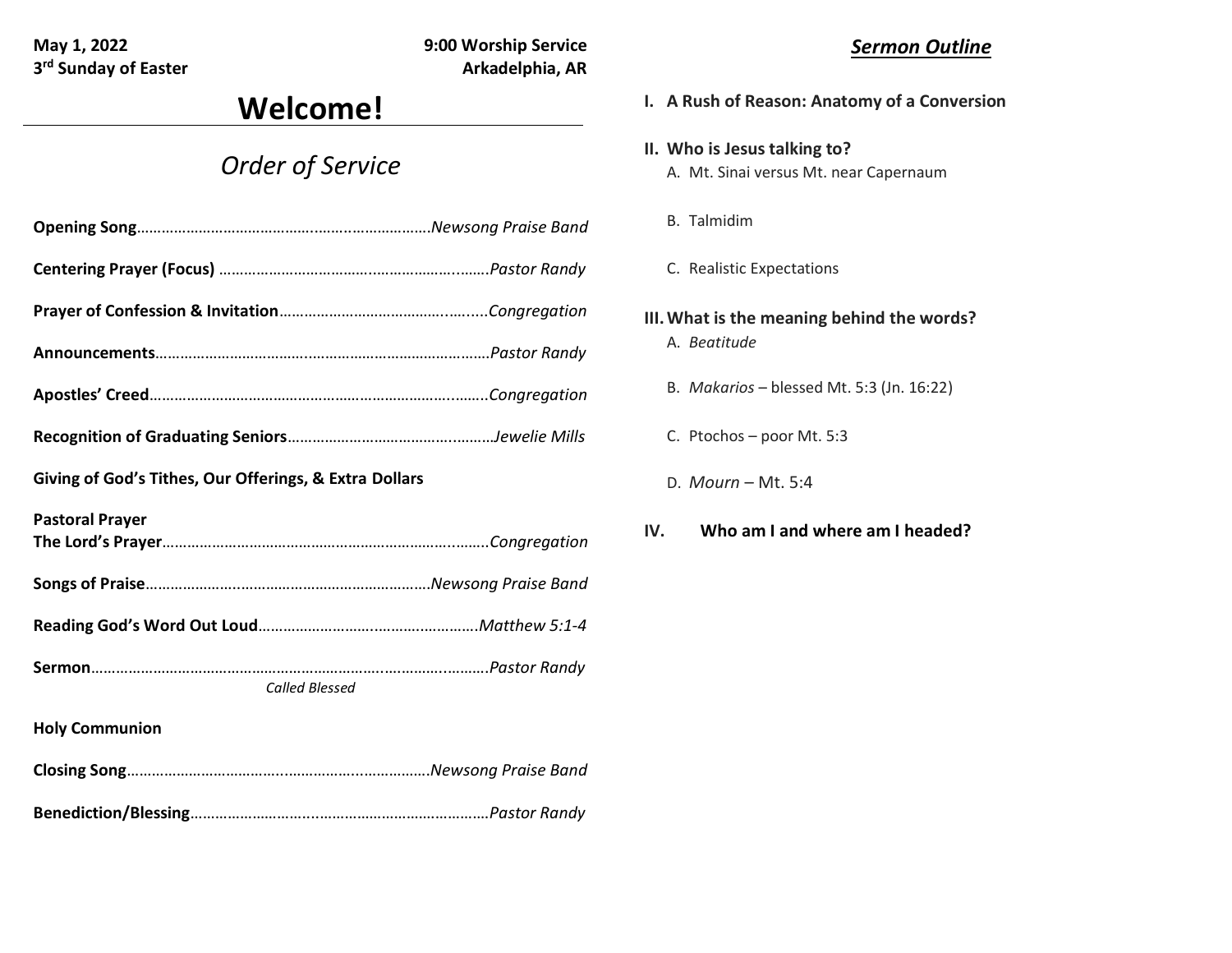**May 1, 2022** — **9:00 Worship Service**

**3rd Sunday of Easter** — **Arkadelphia, AR**

# Welcome!

## *Order of Service*

**Opening Song**…………………………………………………………*Newsong Praise Band*

**Centering Prayer (Focus)** ……………………………………………………*Pastor Randy*

**Prayer of Confession & Invitation**…………………………………………*Congregation*

**Announcements**…………………………………………………………………*Pastor Randy*

**Apostles' Creed**…………………………………………………………………*Congregation*

**Recognition of Graduating Seniors**…………………………………………*Jewelie Mills*

**Giving of God's Tithes, Our Offerings, & Extra Dollars**

**Pastoral Prayer**

**The Lord's Prayer**………………………………………………………………*Congregation*

**Songs of Praise**…………………………………………………………*Newsong Praise Band*

**Reading God's Word Out Loud**…………………………………………*Matthew 5:1-4*

**Sermon**……………………………………………………………………………*Pastor Randy*

*Called Blessed*

**Holy Communion**

**Closing Song**……………………………………………………………*Newsong Praise Band*

**Benediction/Blessing**…………………………………………………………*Pastor Randy*

## ***Sermon Outline***

**I. A Rush of Reason: Anatomy of a Conversion**

**II. Who is Jesus talking to?**

A. Mt. Sinai versus Mt. near Capernaum

B. Talmidim

C. Realistic Expectations

**III. What is the meaning behind the words?**

A. *Beatitude*

B. *Makarios* – blessed Mt. 5:3 (Jn. 16:22)

C. Ptochos – poor Mt. 5:3

D. *Mourn* – Mt. 5:4

**IV. Who am I and where am I headed?**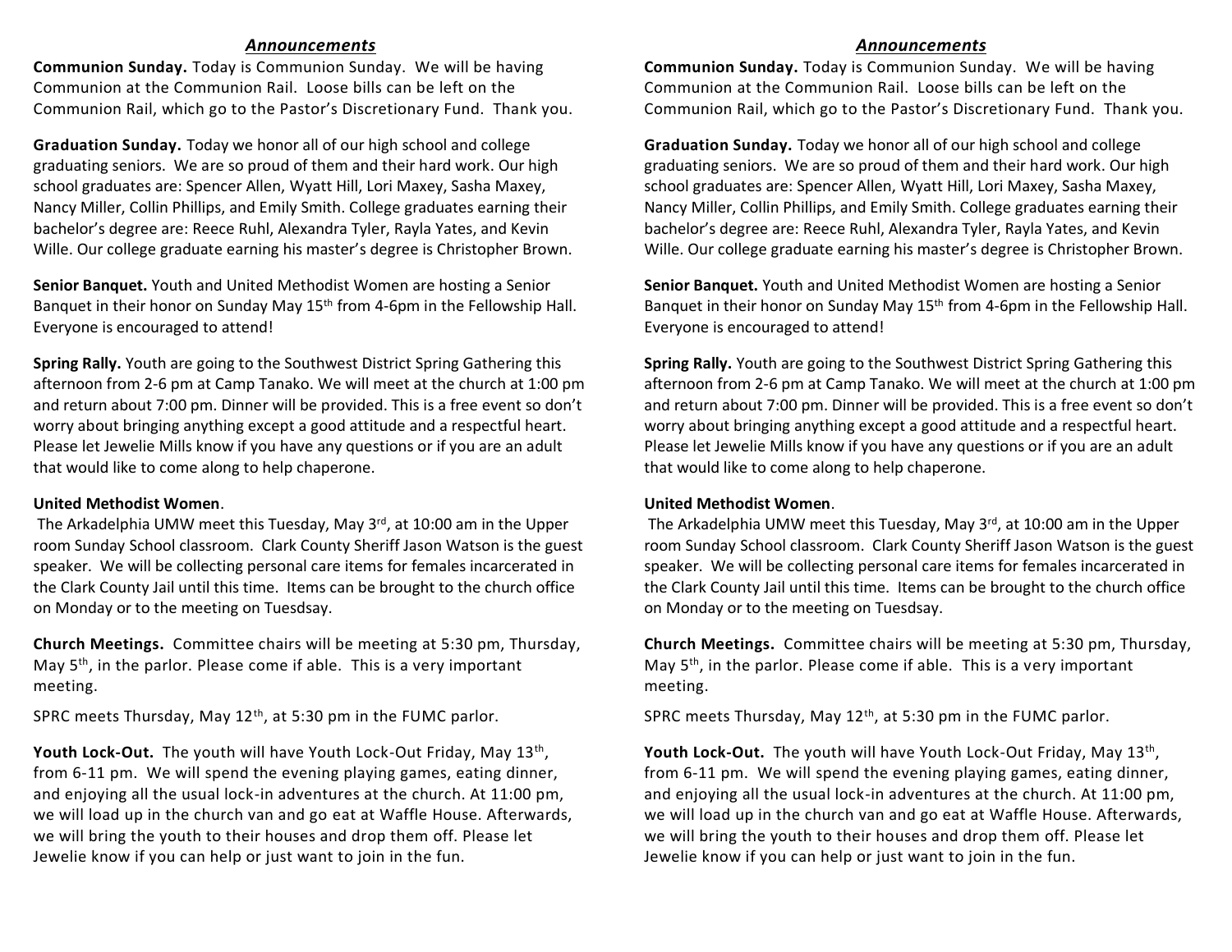***Announcements***

**Communion Sunday.** Today is Communion Sunday. We will be having Communion at the Communion Rail. Loose bills can be left on the Communion Rail, which go to the Pastor's Discretionary Fund. Thank you.

**Graduation Sunday.** Today we honor all of our high school and college graduating seniors. We are so proud of them and their hard work. Our high school graduates are: Spencer Allen, Wyatt Hill, Lori Maxey, Sasha Maxey, Nancy Miller, Collin Phillips, and Emily Smith. College graduates earning their bachelor's degree are: Reece Ruhl, Alexandra Tyler, Rayla Yates, and Kevin Wille. Our college graduate earning his master's degree is Christopher Brown.

**Senior Banquet.** Youth and United Methodist Women are hosting a Senior Banquet in their honor on Sunday May 15th from 4-6pm in the Fellowship Hall. Everyone is encouraged to attend!

**Spring Rally.** Youth are going to the Southwest District Spring Gathering this afternoon from 2-6 pm at Camp Tanako. We will meet at the church at 1:00 pm and return about 7:00 pm. Dinner will be provided. This is a free event so don't worry about bringing anything except a good attitude and a respectful heart. Please let Jewelie Mills know if you have any questions or if you are an adult that would like to come along to help chaperone.

**United Methodist Women**.

The Arkadelphia UMW meet this Tuesday, May 3rd, at 10:00 am in the Upper room Sunday School classroom. Clark County Sheriff Jason Watson is the guest speaker. We will be collecting personal care items for females incarcerated in the Clark County Jail until this time. Items can be brought to the church office on Monday or to the meeting on Tuesdsay.

**Church Meetings.** Committee chairs will be meeting at 5:30 pm, Thursday, May 5th, in the parlor. Please come if able. This is a very important meeting.

SPRC meets Thursday, May 12th, at 5:30 pm in the FUMC parlor.

**Youth Lock-Out.** The youth will have Youth Lock-Out Friday, May 13th, from 6-11 pm. We will spend the evening playing games, eating dinner, and enjoying all the usual lock-in adventures at the church. At 11:00 pm, we will load up in the church van and go eat at Waffle House. Afterwards, we will bring the youth to their houses and drop them off. Please let Jewelie know if you can help or just want to join in the fun.

***Announcements***

**Communion Sunday.** Today is Communion Sunday. We will be having Communion at the Communion Rail. Loose bills can be left on the Communion Rail, which go to the Pastor's Discretionary Fund. Thank you.

**Graduation Sunday.** Today we honor all of our high school and college graduating seniors. We are so proud of them and their hard work. Our high school graduates are: Spencer Allen, Wyatt Hill, Lori Maxey, Sasha Maxey, Nancy Miller, Collin Phillips, and Emily Smith. College graduates earning their bachelor's degree are: Reece Ruhl, Alexandra Tyler, Rayla Yates, and Kevin Wille. Our college graduate earning his master's degree is Christopher Brown.

**Senior Banquet.** Youth and United Methodist Women are hosting a Senior Banquet in their honor on Sunday May 15th from 4-6pm in the Fellowship Hall. Everyone is encouraged to attend!

**Spring Rally.** Youth are going to the Southwest District Spring Gathering this afternoon from 2-6 pm at Camp Tanako. We will meet at the church at 1:00 pm and return about 7:00 pm. Dinner will be provided. This is a free event so don't worry about bringing anything except a good attitude and a respectful heart. Please let Jewelie Mills know if you have any questions or if you are an adult that would like to come along to help chaperone.

**United Methodist Women**.

The Arkadelphia UMW meet this Tuesday, May 3rd, at 10:00 am in the Upper room Sunday School classroom. Clark County Sheriff Jason Watson is the guest speaker. We will be collecting personal care items for females incarcerated in the Clark County Jail until this time. Items can be brought to the church office on Monday or to the meeting on Tuesdsay.

**Church Meetings.** Committee chairs will be meeting at 5:30 pm, Thursday, May 5th, in the parlor. Please come if able. This is a very important meeting.

SPRC meets Thursday, May 12th, at 5:30 pm in the FUMC parlor.

**Youth Lock-Out.** The youth will have Youth Lock-Out Friday, May 13th, from 6-11 pm. We will spend the evening playing games, eating dinner, and enjoying all the usual lock-in adventures at the church. At 11:00 pm, we will load up in the church van and go eat at Waffle House. Afterwards, we will bring the youth to their houses and drop them off. Please let Jewelie know if you can help or just want to join in the fun.